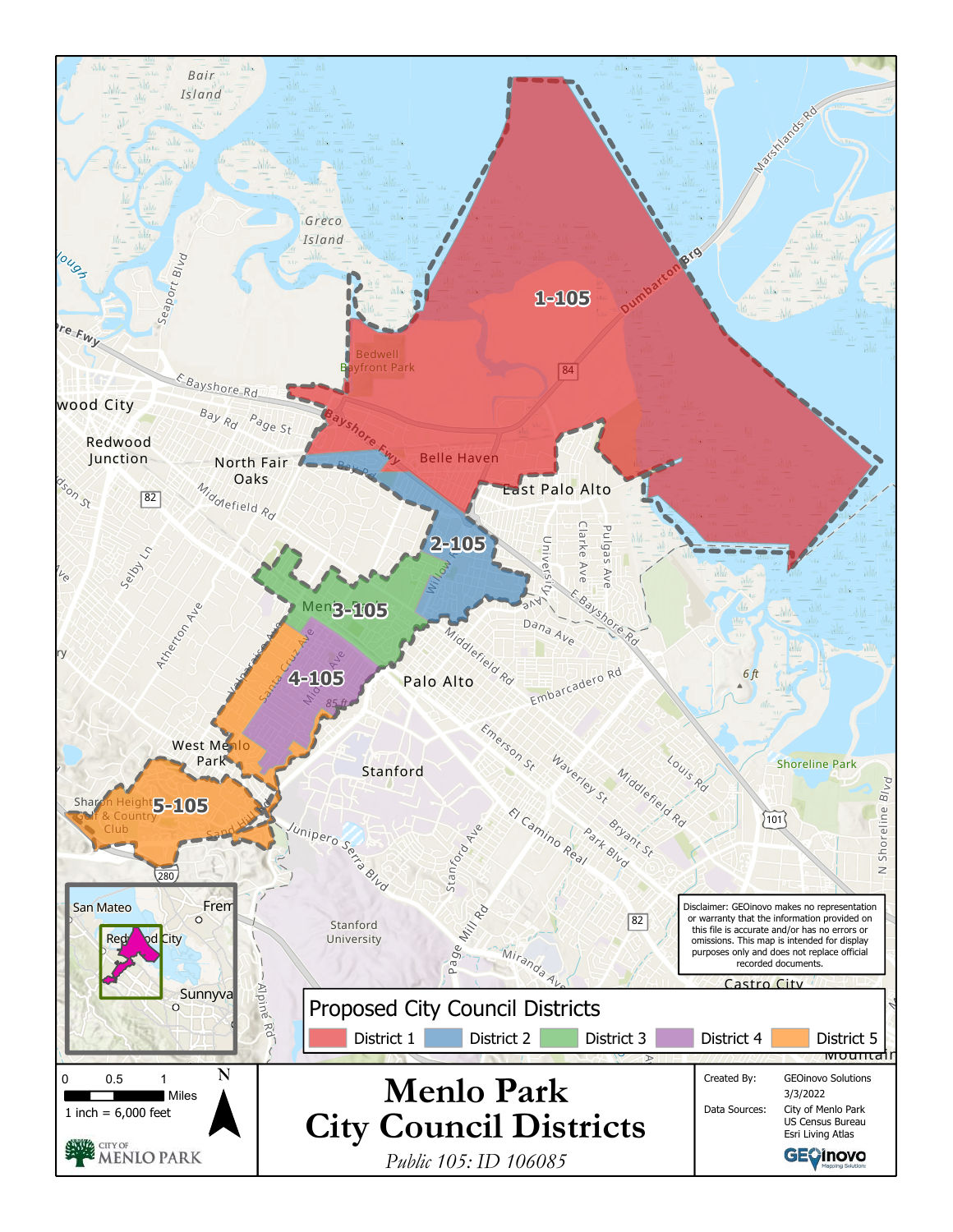# Menlo Park City Council Districts

*Public 105: ID 106085*

## Proposed City Council Districts

- District 1
- District 2
- District 3
- District 4
- District 5

District labels: 1-105, 2-105, 3-105, 4-105, 5-105

0 0.5 1 Miles

1 inch = 6,000 feet

N

CITY OF MENLO PARK

Disclaimer: GEOinovo makes no representation or warranty that the information provided on this file is accurate and/or has no errors or omissions. This map is intended for display purposes only and does not replace official recorded documents.

| | |
|---|---|
| Created By: | GEOinovo Solutions |
| | 3/3/2022 |
| Data Sources: | City of Menlo Park |
| | US Census Bureau |
| | Esri Living Atlas |

GEOinovo Mapping Solutions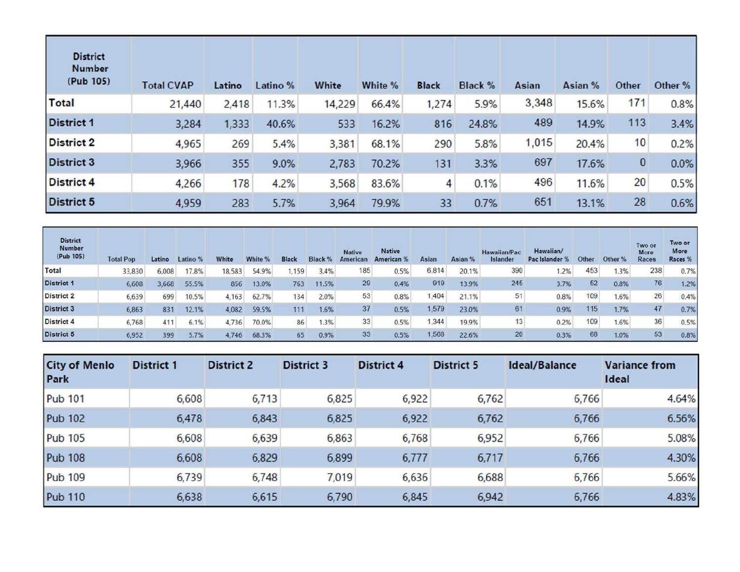| District Number (Pub 105) | Total CVAP | Latino | Latino % | White | White % | Black | Black % | Asian | Asian % | Other | Other % |
|---|---|---|---|---|---|---|---|---|---|---|---|
| **Total** | 21,440 | 2,418 | 11.3% | 14,229 | 66.4% | 1,274 | 5.9% | 3,348 | 15.6% | 171 | 0.8% |
| **District 1** | 3,284 | 1,333 | 40.6% | 533 | 16.2% | 816 | 24.8% | 489 | 14.9% | 113 | 3.4% |
| **District 2** | 4,965 | 269 | 5.4% | 3,381 | 68.1% | 290 | 5.8% | 1,015 | 20.4% | 10 | 0.2% |
| **District 3** | 3,966 | 355 | 9.0% | 2,783 | 70.2% | 131 | 3.3% | 697 | 17.6% | 0 | 0.0% |
| **District 4** | 4,266 | 178 | 4.2% | 3,568 | 83.6% | 4 | 0.1% | 496 | 11.6% | 20 | 0.5% |
| **District 5** | 4,959 | 283 | 5.7% | 3,964 | 79.9% | 33 | 0.7% | 651 | 13.1% | 28 | 0.6% |

| District Number (Pub 105) | Total Pop | Latino | Latino % | White | White % | Black | Black % | Native American | Native American % | Asian | Asian % | Hawaiian/Pac Islander | Hawaiian/ Pac Islander % | Other | Other % | Two or More Races | Two or More Races % |
|---|---|---|---|---|---|---|---|---|---|---|---|---|---|---|---|---|---|
| **Total** | 33,830 | 6,008 | 17.8% | 18,583 | 54.9% | 1,159 | 3.4% | 185 | 0.5% | 6,814 | 20.1% | 390 | 1.2% | 453 | 1.3% | 238 | 0.7% |
| **District 1** | 6,608 | 3,668 | 55.5% | 856 | 13.0% | 763 | 11.5% | 29 | 0.4% | 919 | 13.9% | 245 | 3.7% | 52 | 0.8% | 76 | 1.2% |
| **District 2** | 6,639 | 699 | 10.5% | 4,163 | 62.7% | 134 | 2.0% | 53 | 0.8% | 1,404 | 21.1% | 51 | 0.8% | 109 | 1.6% | 26 | 0.4% |
| **District 3** | 6,863 | 831 | 12.1% | 4,082 | 59.5% | 111 | 1.6% | 37 | 0.5% | 1,579 | 23.0% | 61 | 0.9% | 115 | 1.7% | 47 | 0.7% |
| **District 4** | 6,768 | 411 | 6.1% | 4,736 | 70.0% | 86 | 1.3% | 33 | 0.5% | 1,344 | 19.9% | 13 | 0.2% | 109 | 1.6% | 36 | 0.5% |
| **District 5** | 6,952 | 399 | 5.7% | 4,746 | 68.3% | 65 | 0.9% | 33 | 0.5% | 1,568 | 22.6% | 20 | 0.3% | 68 | 1.0% | 53 | 0.8% |

| City of Menlo Park | District 1 | District 2 | District 3 | District 4 | District 5 | Ideal/Balance | Variance from Ideal |
|---|---|---|---|---|---|---|---|
| Pub 101 | 6,608 | 6,713 | 6,825 | 6,922 | 6,762 | 6,766 | 4.64% |
| Pub 102 | 6,478 | 6,843 | 6,825 | 6,922 | 6,762 | 6,766 | 6.56% |
| Pub 105 | 6,608 | 6,639 | 6,863 | 6,768 | 6,952 | 6,766 | 5.08% |
| Pub 108 | 6,608 | 6,829 | 6,899 | 6,777 | 6,717 | 6,766 | 4.30% |
| Pub 109 | 6,739 | 6,748 | 7,019 | 6,636 | 6,688 | 6,766 | 5.66% |
| Pub 110 | 6,638 | 6,615 | 6,790 | 6,845 | 6,942 | 6,766 | 4.83% |